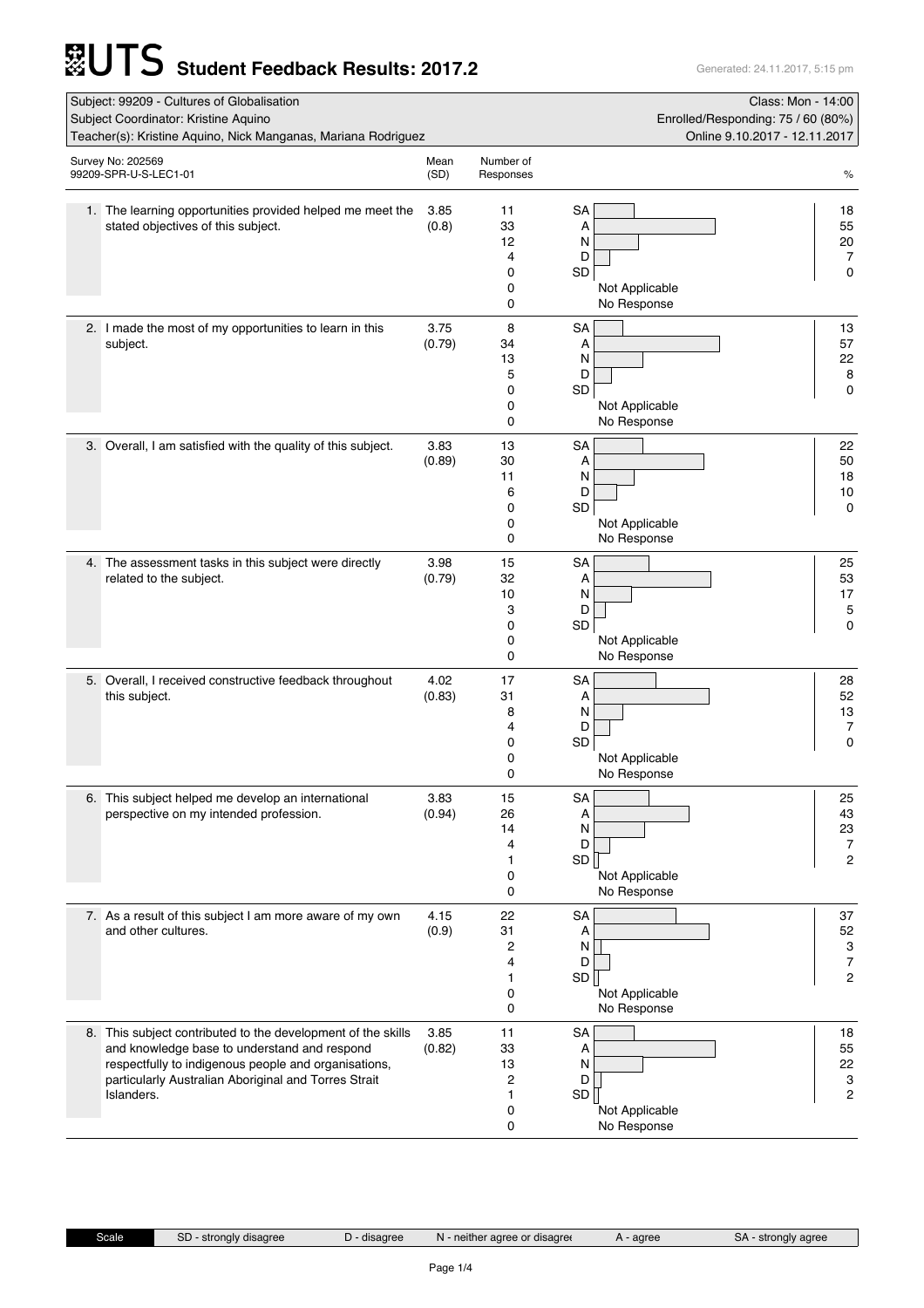# UTS Student Feedback Results: 2017.2

Generated: 24.11.2017, 5:15 pm

| | |
|---|---|
| Subject: 99209 - Cultures of Globalisation | Class: Mon - 14:00 |
| Subject Coordinator: Kristine Aquino | Enrolled/Responding: 75 / 60 (80%) |
| Teacher(s): Kristine Aquino, Nick Manganas, Mariana Rodriguez | Online 9.10.2017 - 12.11.2017 |

Survey No: 202569
99209-SPR-U-S-LEC1-01

| Question | Mean (SD) | Number of Responses | | % |
|---|---|---|---|---|
| 1. The learning opportunities provided helped me meet the stated objectives of this subject. | 3.85 (0.8) | 11 | SA | 18 |
| | | 33 | A | 55 |
| | | 12 | N | 20 |
| | | 4 | D | 7 |
| | | 0 | SD | 0 |
| | | 0 | Not Applicable | |
| | | 0 | No Response | |
| 2. I made the most of my opportunities to learn in this subject. | 3.75 (0.79) | 8 | SA | 13 |
| | | 34 | A | 57 |
| | | 13 | N | 22 |
| | | 5 | D | 8 |
| | | 0 | SD | 0 |
| | | 0 | Not Applicable | |
| | | 0 | No Response | |
| 3. Overall, I am satisfied with the quality of this subject. | 3.83 (0.89) | 13 | SA | 22 |
| | | 30 | A | 50 |
| | | 11 | N | 18 |
| | | 6 | D | 10 |
| | | 0 | SD | 0 |
| | | 0 | Not Applicable | |
| | | 0 | No Response | |
| 4. The assessment tasks in this subject were directly related to the subject. | 3.98 (0.79) | 15 | SA | 25 |
| | | 32 | A | 53 |
| | | 10 | N | 17 |
| | | 3 | D | 5 |
| | | 0 | SD | 0 |
| | | 0 | Not Applicable | |
| | | 0 | No Response | |
| 5. Overall, I received constructive feedback throughout this subject. | 4.02 (0.83) | 17 | SA | 28 |
| | | 31 | A | 52 |
| | | 8 | N | 13 |
| | | 4 | D | 7 |
| | | 0 | SD | 0 |
| | | 0 | Not Applicable | |
| | | 0 | No Response | |
| 6. This subject helped me develop an international perspective on my intended profession. | 3.83 (0.94) | 15 | SA | 25 |
| | | 26 | A | 43 |
| | | 14 | N | 23 |
| | | 4 | D | 7 |
| | | 1 | SD | 2 |
| | | 0 | Not Applicable | |
| | | 0 | No Response | |
| 7. As a result of this subject I am more aware of my own and other cultures. | 4.15 (0.9) | 22 | SA | 37 |
| | | 31 | A | 52 |
| | | 2 | N | 3 |
| | | 4 | D | 7 |
| | | 1 | SD | 2 |
| | | 0 | Not Applicable | |
| | | 0 | No Response | |
| 8. This subject contributed to the development of the skills and knowledge base to understand and respond respectfully to indigenous people and organisations, particularly Australian Aboriginal and Torres Strait Islanders. | 3.85 (0.82) | 11 | SA | 18 |
| | | 33 | A | 55 |
| | | 13 | N | 22 |
| | | 2 | D | 3 |
| | | 1 | SD | 2 |
| | | 0 | Not Applicable | |
| | | 0 | No Response | |

| Scale | SD - strongly disagree | D - disagree | N - neither agree or disagree | A - agree | SA - strongly agree |
|---|---|---|---|---|---|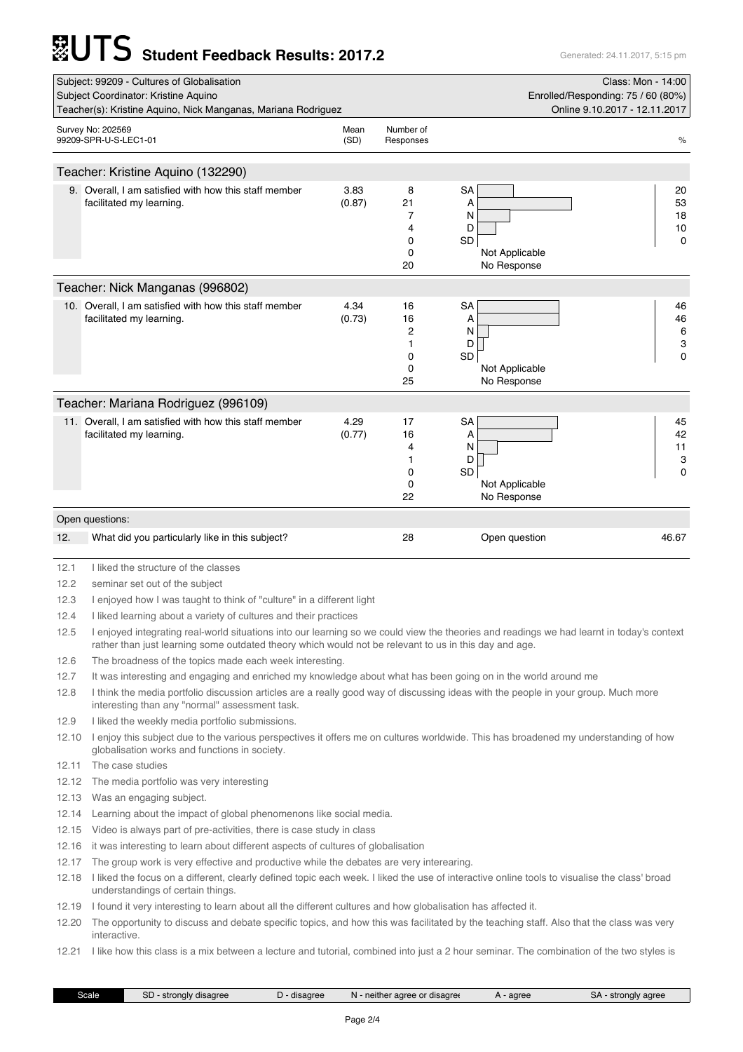# UTS Student Feedback Results: 2017.2

Generated: 24.11.2017, 5:15 pm

| | |
|---|---|
| Subject: 99209 - Cultures of Globalisation | Class: Mon - 14:00 |
| Subject Coordinator: Kristine Aquino | Enrolled/Responding: 75 / 60 (80%) |
| Teacher(s): Kristine Aquino, Nick Manganas, Mariana Rodriguez | Online 9.10.2017 - 12.11.2017 |

Survey No: 202569
99209-SPR-U-S-LEC1-01

## Teacher: Kristine Aquino (132290)

| Question | Mean (SD) | Number of Responses | | % |
|---|---|---|---|---|
| 9. Overall, I am satisfied with how this staff member facilitated my learning. | 3.83 (0.87) | 8 | SA | 20 |
| | | 21 | A | 53 |
| | | 7 | N | 18 |
| | | 4 | D | 10 |
| | | 0 | SD | 0 |
| | | 0 | Not Applicable | |
| | | 20 | No Response | |

## Teacher: Nick Manganas (996802)

| Question | Mean (SD) | Number of Responses | | % |
|---|---|---|---|---|
| 10. Overall, I am satisfied with how this staff member facilitated my learning. | 4.34 (0.73) | 16 | SA | 46 |
| | | 16 | A | 46 |
| | | 2 | N | 6 |
| | | 1 | D | 3 |
| | | 0 | SD | 0 |
| | | 0 | Not Applicable | |
| | | 25 | No Response | |

## Teacher: Mariana Rodriguez (996109)

| Question | Mean (SD) | Number of Responses | | % |
|---|---|---|---|---|
| 11. Overall, I am satisfied with how this staff member facilitated my learning. | 4.29 (0.77) | 17 | SA | 45 |
| | | 16 | A | 42 |
| | | 4 | N | 11 |
| | | 1 | D | 3 |
| | | 0 | SD | 0 |
| | | 0 | Not Applicable | |
| | | 22 | No Response | |

## Open questions:

| Question | Number of Responses | | % |
|---|---|---|---|
| 12. What did you particularly like in this subject? | 28 | Open question | 46.67 |

12.1 I liked the structure of the classes

12.2 seminar set out of the subject

12.3 I enjoyed how I was taught to think of "culture" in a different light

12.4 I liked learning about a variety of cultures and their practices

12.5 I enjoyed integrating real-world situations into our learning so we could view the theories and readings we had learnt in today's context rather than just learning some outdated theory which would not be relevant to us in this day and age.

12.6 The broadness of the topics made each week interesting.

12.7 It was interesting and engaging and enriched my knowledge about what has been going on in the world around me

12.8 I think the media portfolio discussion articles are a really good way of discussing ideas with the people in your group. Much more interesting than any "normal" assessment task.

12.9 I liked the weekly media portfolio submissions.

12.10 I enjoy this subject due to the various perspectives it offers me on cultures worldwide. This has broadened my understanding of how globalisation works and functions in society.

12.11 The case studies

12.12 The media portfolio was very interesting

12.13 Was an engaging subject.

12.14 Learning about the impact of global phenomenons like social media.

12.15 Video is always part of pre-activities, there is case study in class

12.16 it was interesting to learn about different aspects of cultures of globalisation

12.17 The group work is very effective and productive while the debates are very interearing.

12.18 I liked the focus on a different, clearly defined topic each week. I liked the use of interactive online tools to visualise the class' broad understandings of certain things.

12.19 I found it very interesting to learn about all the different cultures and how globalisation has affected it.

12.20 The opportunity to discuss and debate specific topics, and how this was facilitated by the teaching staff. Also that the class was very interactive.

12.21 I like how this class is a mix between a lecture and tutorial, combined into just a 2 hour seminar. The combination of the two styles is

Scale: SD - strongly disagree | D - disagree | N - neither agree or disagree | A - agree | SA - strongly agree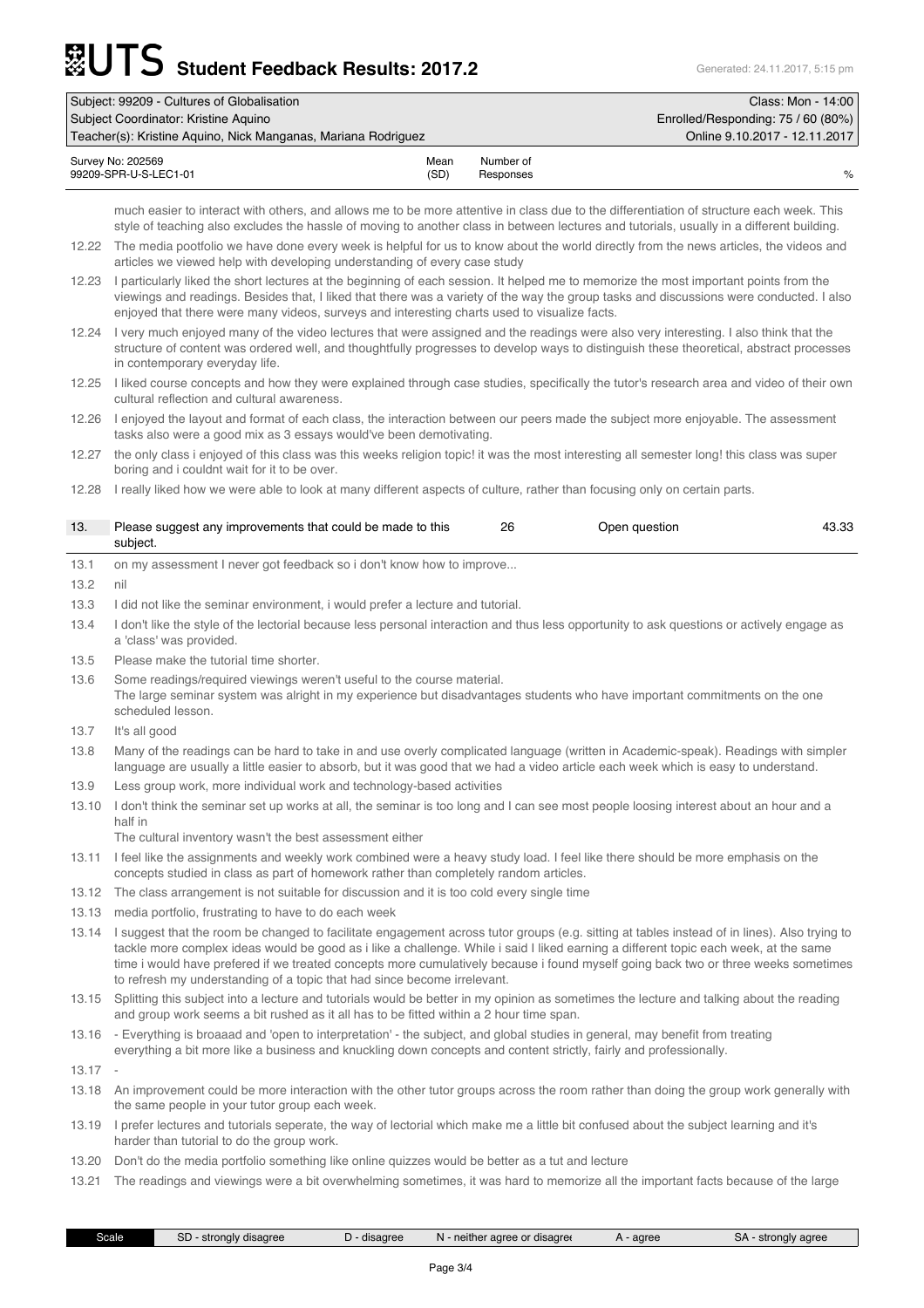# Student Feedback Results: 2017.2

| Subject: 99209 - Cultures of Globalisation | Class: Mon - 14:00 |
|---|---|
| Subject Coordinator: Kristine Aquino | Enrolled/Responding: 75 / 60 (80%) |
| Teacher(s): Kristine Aquino, Nick Manganas, Mariana Rodriguez | Online 9.10.2017 - 12.11.2017 |

| Survey No: 202569 99209-SPR-U-S-LEC1-01 | Mean (SD) | Number of Responses | % |
|---|---|---|---|

much easier to interact with others, and allows me to be more attentive in class due to the differentiation of structure each week. This style of teaching also excludes the hassle of moving to another class in between lectures and tutorials, usually in a different building.

12.22 The media pootfolio we have done every week is helpful for us to know about the world directly from the news articles, the videos and articles we viewed help with developing understanding of every case study

12.23 I particularly liked the short lectures at the beginning of each session. It helped me to memorize the most important points from the viewings and readings. Besides that, I liked that there was a variety of the way the group tasks and discussions were conducted. I also enjoyed that there were many videos, surveys and interesting charts used to visualize facts.

12.24 I very much enjoyed many of the video lectures that were assigned and the readings were also very interesting. I also think that the structure of content was ordered well, and thoughtfully progresses to develop ways to distinguish these theoretical, abstract processes in contemporary everyday life.

12.25 I liked course concepts and how they were explained through case studies, specifically the tutor's research area and video of their own cultural reflection and cultural awareness.

12.26 I enjoyed the layout and format of each class, the interaction between our peers made the subject more enjoyable. The assessment tasks also were a good mix as 3 essays would've been demotivating.

12.27 the only class i enjoyed of this class was this weeks religion topic! it was the most interesting all semester long! this class was super boring and i couldnt wait for it to be over.

12.28 I really liked how we were able to look at many different aspects of culture, rather than focusing only on certain parts.

| 13. | Please suggest any improvements that could be made to this subject. | 26 | Open question | 43.33 |
|---|---|---|---|---|

13.1 on my assessment I never got feedback so i don't know how to improve...

13.2 nil

13.3 I did not like the seminar environment, i would prefer a lecture and tutorial.

13.4 I don't like the style of the lectorial because less personal interaction and thus less opportunity to ask questions or actively engage as a 'class' was provided.

13.5 Please make the tutorial time shorter.

13.6 Some readings/required viewings weren't useful to the course material.
The large seminar system was alright in my experience but disadvantages students who have important commitments on the one scheduled lesson.

13.7 It's all good

13.8 Many of the readings can be hard to take in and use overly complicated language (written in Academic-speak). Readings with simpler language are usually a little easier to absorb, but it was good that we had a video article each week which is easy to understand.

13.9 Less group work, more individual work and technology-based activities

13.10 I don't think the seminar set up works at all, the seminar is too long and I can see most people loosing interest about an hour and a half in
The cultural inventory wasn't the best assessment either

13.11 I feel like the assignments and weekly work combined were a heavy study load. I feel like there should be more emphasis on the concepts studied in class as part of homework rather than completely random articles.

13.12 The class arrangement is not suitable for discussion and it is too cold every single time

13.13 media portfolio, frustrating to have to do each week

13.14 I suggest that the room be changed to facilitate engagement across tutor groups (e.g. sitting at tables instead of in lines). Also trying to tackle more complex ideas would be good as i like a challenge. While i said I liked earning a different topic each week, at the same time i would have prefered if we treated concepts more cumulatively because i found myself going back two or three weeks sometimes to refresh my understanding of a topic that had since become irrelevant.

13.15 Splitting this subject into a lecture and tutorials would be better in my opinion as sometimes the lecture and talking about the reading and group work seems a bit rushed as it all has to be fitted within a 2 hour time span.

13.16 - Everything is broaaad and 'open to interpretation' - the subject, and global studies in general, may benefit from treating everything a bit more like a business and knuckling down concepts and content strictly, fairly and professionally.

13.17 -

13.18 An improvement could be more interaction with the other tutor groups across the room rather than doing the group work generally with the same people in your tutor group each week.

13.19 I prefer lectures and tutorials seperate, the way of lectorial which make me a little bit confused about the subject learning and it's harder than tutorial to do the group work.

13.20 Don't do the media portfolio something like online quizzes would be better as a tut and lecture

13.21 The readings and viewings were a bit overwhelming sometimes, it was hard to memorize all the important facts because of the large

| Scale | SD - strongly disagree | D - disagree | N - neither agree or disagree | A - agree | SA - strongly agree |
|---|---|---|---|---|---|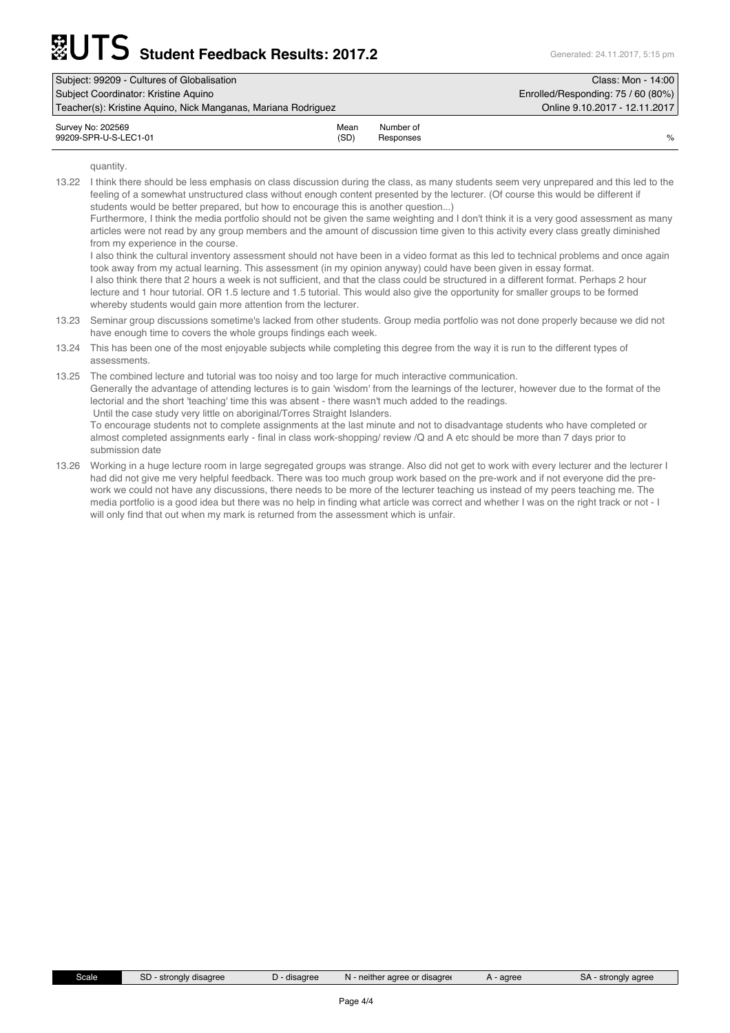quantity.

13.22 I think there should be less emphasis on class discussion during the class, as many students seem very unprepared and this led to the feeling of a somewhat unstructured class without enough content presented by the lecturer. (Of course this would be different if students would be better prepared, but how to encourage this is another question...)
Furthermore, I think the media portfolio should not be given the same weighting and I don't think it is a very good assessment as many articles were not read by any group members and the amount of discussion time given to this activity every class greatly diminished from my experience in the course.
I also think the cultural inventory assessment should not have been in a video format as this led to technical problems and once again took away from my actual learning. This assessment (in my opinion anyway) could have been given in essay format.
I also think there that 2 hours a week is not sufficient, and that the class could be structured in a different format. Perhaps 2 hour lecture and 1 hour tutorial. OR 1.5 lecture and 1.5 tutorial. This would also give the opportunity for smaller groups to be formed whereby students would gain more attention from the lecturer.

13.23 Seminar group discussions sometime's lacked from other students. Group media portfolio was not done properly because we did not have enough time to covers the whole groups findings each week.

13.24 This has been one of the most enjoyable subjects while completing this degree from the way it is run to the different types of assessments.

13.25 The combined lecture and tutorial was too noisy and too large for much interactive communication.
Generally the advantage of attending lectures is to gain 'wisdom' from the learnings of the lecturer, however due to the format of the lectorial and the short 'teaching' time this was absent - there wasn't much added to the readings.
Until the case study very little on aboriginal/Torres Straight Islanders.
To encourage students not to complete assignments at the last minute and not to disadvantage students who have completed or almost completed assignments early - final in class work-shopping/ review /Q and A etc should be more than 7 days prior to submission date

13.26 Working in a huge lecture room in large segregated groups was strange. Also did not get to work with every lecturer and the lecturer I had did not give me very helpful feedback. There was too much group work based on the pre-work and if not everyone did the pre-work we could not have any discussions, there needs to be more of the lecturer teaching us instead of my peers teaching me. The media portfolio is a good idea but there was no help in finding what article was correct and whether I was on the right track or not - I will only find that out when my mark is returned from the assessment which is unfair.